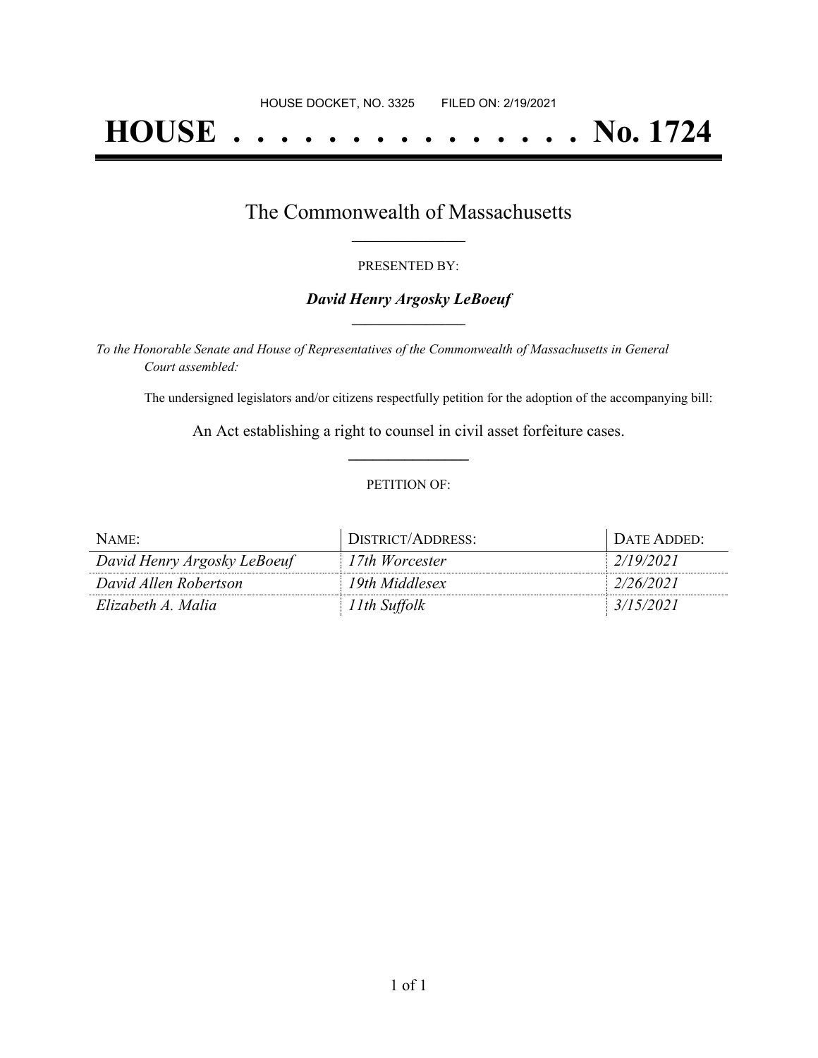HOUSE DOCKET, NO. 3325 FILED ON: 2/19/2021

# HOUSE . . . . . . . . . . . . . . . No. 1724

## The Commonwealth of Massachusetts

PRESENTED BY:

***David Henry Argosky LeBoeuf***

*To the Honorable Senate and House of Representatives of the Commonwealth of Massachusetts in General Court assembled:*

The undersigned legislators and/or citizens respectfully petition for the adoption of the accompanying bill:

An Act establishing a right to counsel in civil asset forfeiture cases.

PETITION OF:

| NAME: | DISTRICT/ADDRESS: | DATE ADDED: |
| --- | --- | --- |
| *David Henry Argosky LeBoeuf* | *17th Worcester* | *2/19/2021* |
| *David Allen Robertson* | *19th Middlesex* | *2/26/2021* |
| *Elizabeth A. Malia* | *11th Suffolk* | *3/15/2021* |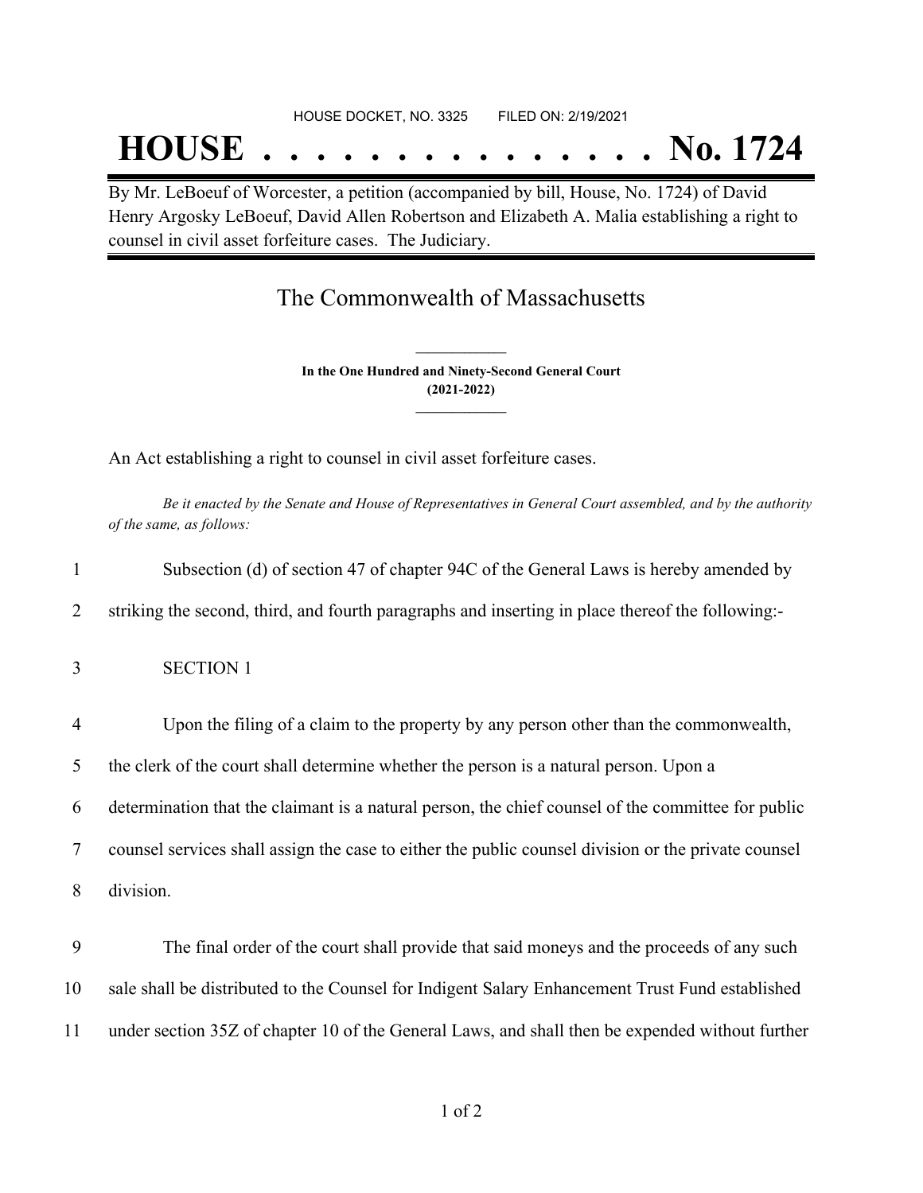HOUSE DOCKET, NO. 3325 FILED ON: 2/19/2021

# HOUSE . . . . . . . . . . . . . . . No. 1724

By Mr. LeBoeuf of Worcester, a petition (accompanied by bill, House, No. 1724) of David Henry Argosky LeBoeuf, David Allen Robertson and Elizabeth A. Malia establishing a right to counsel in civil asset forfeiture cases. The Judiciary.

## The Commonwealth of Massachusetts

**In the One Hundred and Ninety-Second General Court**
**(2021-2022)**

An Act establishing a right to counsel in civil asset forfeiture cases.

*Be it enacted by the Senate and House of Representatives in General Court assembled, and by the authority of the same, as follows:*

1 Subsection (d) of section 47 of chapter 94C of the General Laws is hereby amended by
2 striking the second, third, and fourth paragraphs and inserting in place thereof the following:-

3 SECTION 1

4 Upon the filing of a claim to the property by any person other than the commonwealth,
5 the clerk of the court shall determine whether the person is a natural person. Upon a
6 determination that the claimant is a natural person, the chief counsel of the committee for public
7 counsel services shall assign the case to either the public counsel division or the private counsel
8 division.

9 The final order of the court shall provide that said moneys and the proceeds of any such
10 sale shall be distributed to the Counsel for Indigent Salary Enhancement Trust Fund established
11 under section 35Z of chapter 10 of the General Laws, and shall then be expended without further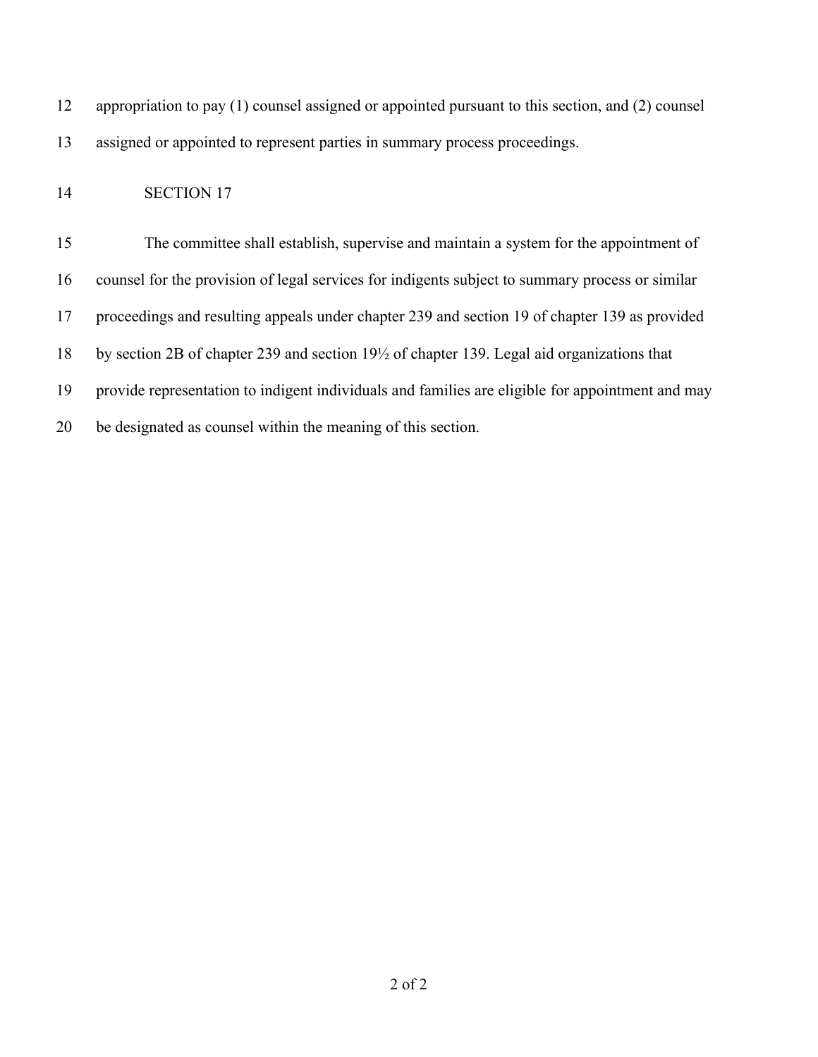appropriation to pay (1) counsel assigned or appointed pursuant to this section, and (2) counsel assigned or appointed to represent parties in summary process proceedings.

SECTION 17

The committee shall establish, supervise and maintain a system for the appointment of counsel for the provision of legal services for indigents subject to summary process or similar proceedings and resulting appeals under chapter 239 and section 19 of chapter 139 as provided by section 2B of chapter 239 and section 19½ of chapter 139. Legal aid organizations that provide representation to indigent individuals and families are eligible for appointment and may be designated as counsel within the meaning of this section.